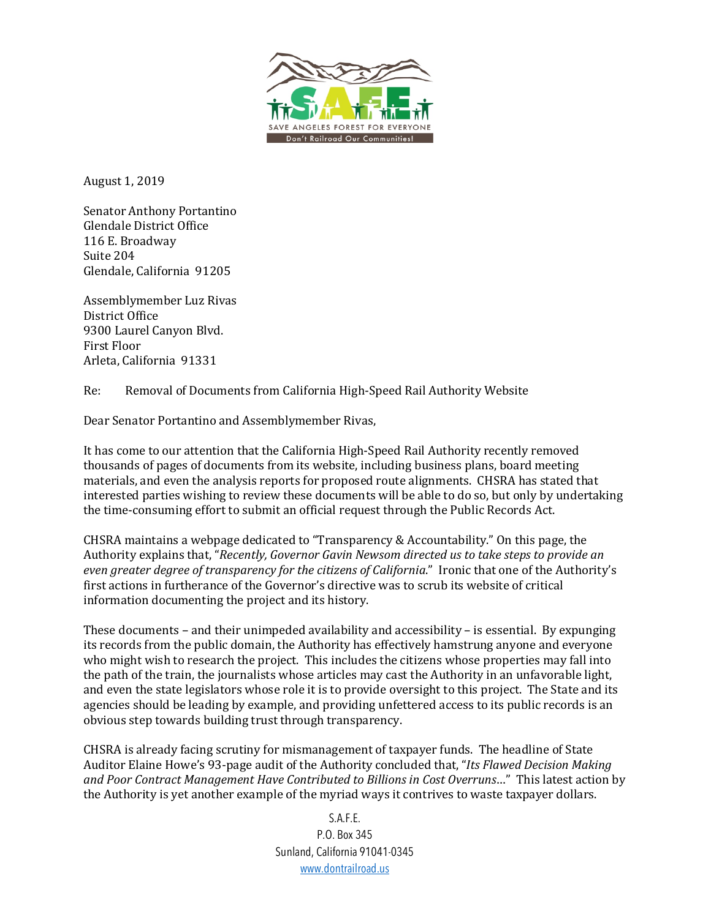SAVE ANGELES FOREST FOR EVERYONE

Don't Railroad Our Communities!

August 1, 2019

Senator Anthony Portantino
Glendale District Office
116 E. Broadway
Suite 204
Glendale, California 91205

Assemblymember Luz Rivas
District Office
9300 Laurel Canyon Blvd.
First Floor
Arleta, California 91331

Re: Removal of Documents from California High-Speed Rail Authority Website

Dear Senator Portantino and Assemblymember Rivas,

It has come to our attention that the California High-Speed Rail Authority recently removed thousands of pages of documents from its website, including business plans, board meeting materials, and even the analysis reports for proposed route alignments. CHSRA has stated that interested parties wishing to review these documents will be able to do so, but only by undertaking the time-consuming effort to submit an official request through the Public Records Act.

CHSRA maintains a webpage dedicated to "Transparency & Accountability." On this page, the Authority explains that, "*Recently, Governor Gavin Newsom directed us to take steps to provide an even greater degree of transparency for the citizens of California*." Ironic that one of the Authority's first actions in furtherance of the Governor's directive was to scrub its website of critical information documenting the project and its history.

These documents – and their unimpeded availability and accessibility – is essential. By expunging its records from the public domain, the Authority has effectively hamstrung anyone and everyone who might wish to research the project. This includes the citizens whose properties may fall into the path of the train, the journalists whose articles may cast the Authority in an unfavorable light, and even the state legislators whose role it is to provide oversight to this project. The State and its agencies should be leading by example, and providing unfettered access to its public records is an obvious step towards building trust through transparency.

CHSRA is already facing scrutiny for mismanagement of taxpayer funds. The headline of State Auditor Elaine Howe's 93-page audit of the Authority concluded that, "*Its Flawed Decision Making and Poor Contract Management Have Contributed to Billions in Cost Overruns*…" This latest action by the Authority is yet another example of the myriad ways it contrives to waste taxpayer dollars.

S.A.F.E.
P.O. Box 345
Sunland, California 91041-0345
www.dontrailroad.us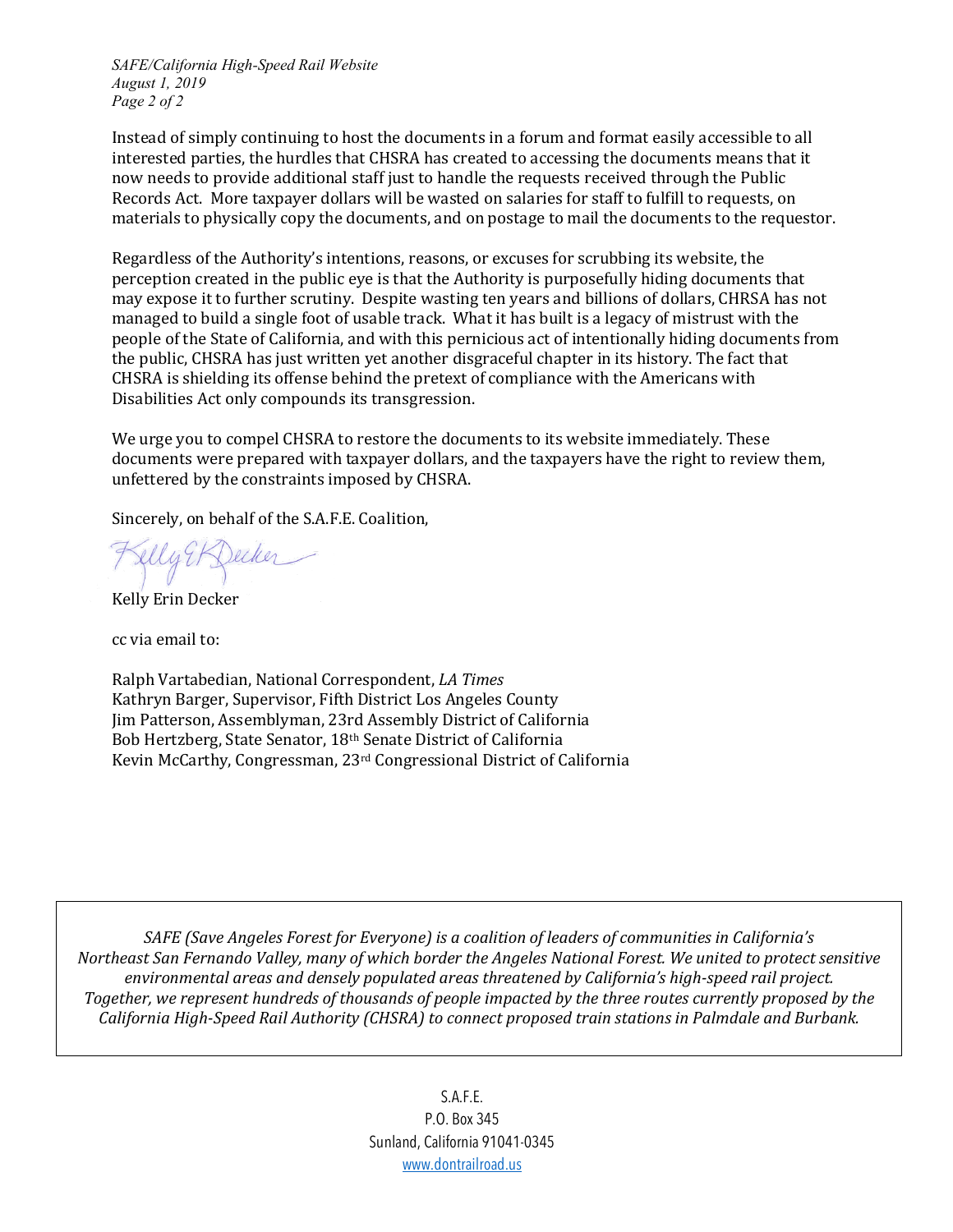Instead of simply continuing to host the documents in a forum and format easily accessible to all interested parties, the hurdles that CHSRA has created to accessing the documents means that it now needs to provide additional staff just to handle the requests received through the Public Records Act. More taxpayer dollars will be wasted on salaries for staff to fulfill to requests, on materials to physically copy the documents, and on postage to mail the documents to the requestor.

Regardless of the Authority's intentions, reasons, or excuses for scrubbing its website, the perception created in the public eye is that the Authority is purposefully hiding documents that may expose it to further scrutiny. Despite wasting ten years and billions of dollars, CHRSA has not managed to build a single foot of usable track. What it has built is a legacy of mistrust with the people of the State of California, and with this pernicious act of intentionally hiding documents from the public, CHSRA has just written yet another disgraceful chapter in its history. The fact that CHSRA is shielding its offense behind the pretext of compliance with the Americans with Disabilities Act only compounds its transgression.

We urge you to compel CHSRA to restore the documents to its website immediately. These documents were prepared with taxpayer dollars, and the taxpayers have the right to review them, unfettered by the constraints imposed by CHSRA.

Sincerely, on behalf of the S.A.F.E. Coalition,

Kelly E K Decker

Kelly Erin Decker

cc via email to:

Ralph Vartabedian, National Correspondent, *LA Times*
Kathryn Barger, Supervisor, Fifth District Los Angeles County
Jim Patterson, Assemblyman, 23rd Assembly District of California
Bob Hertzberg, State Senator, 18th Senate District of California
Kevin McCarthy, Congressman, 23rd Congressional District of California

*SAFE (Save Angeles Forest for Everyone) is a coalition of leaders of communities in California's Northeast San Fernando Valley, many of which border the Angeles National Forest. We united to protect sensitive environmental areas and densely populated areas threatened by California's high-speed rail project. Together, we represent hundreds of thousands of people impacted by the three routes currently proposed by the California High-Speed Rail Authority (CHSRA) to connect proposed train stations in Palmdale and Burbank.*

S.A.F.E.
P.O. Box 345
Sunland, California 91041-0345
www.dontrailroad.us